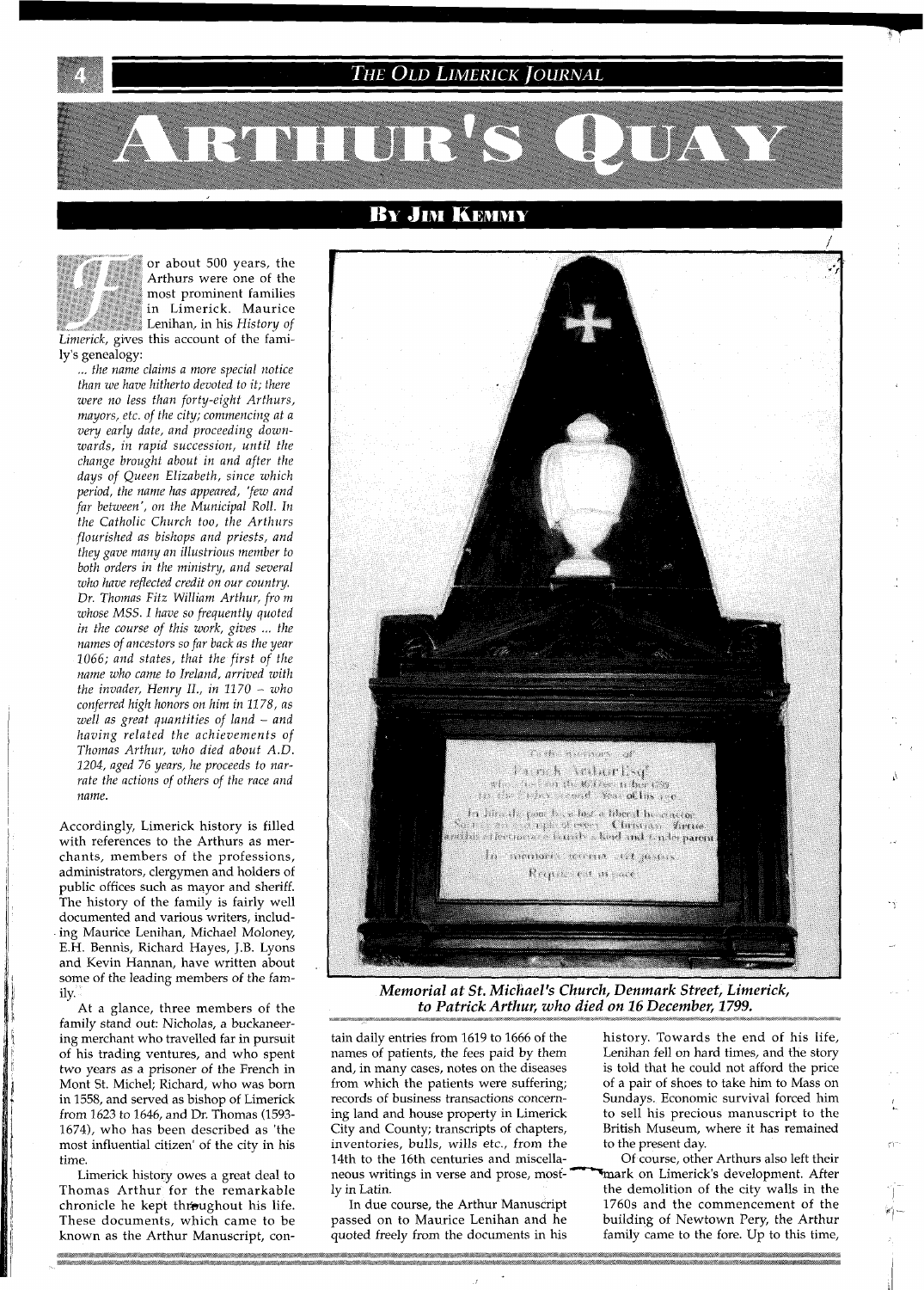# ARTHUR'S QUAY

## By Jim Kemmy

For about 500 years, the Arthurs were one of the most prominent families in Limerick. Maurice Lenihan, in his *History of Limerick*, gives this account of the family's genealogy:

> *... the name claims a more special notice than we have hitherto devoted to it; there were no less than forty-eight Arthurs, mayors, etc. of the city; commencing at a very early date, and proceeding downwards, in rapid succession, until the change brought about in and after the days of Queen Elizabeth, since which period, the name has appeared, 'few and far between', on the Municipal Roll. In the Catholic Church too, the Arthurs flourished as bishops and priests, and they gave many an illustrious member to both orders in the ministry, and several who have reflected credit on our country. Dr. Thomas Fitz William Arthur, from whose MSS. I have so frequently quoted in the course of this work, gives ... the names of ancestors so far back as the year 1066; and states, that the first of the name who came to Ireland, arrived with the invader, Henry II., in 1170 – who conferred high honors on him in 1178, as well as great quantities of land – and having related the achievements of Thomas Arthur, who died about A.D. 1204, aged 76 years, he proceeds to narrate the actions of others of the race and name.*

Accordingly, Limerick history is filled with references to the Arthurs as merchants, members of the professions, administrators, clergymen and holders of public offices such as mayor and sheriff. The history of the family is fairly well documented and various writers, including Maurice Lenihan, Michael Moloney, E.H. Bennis, Richard Hayes, J.B. Lyons and Kevin Hannan, have written about some of the leading members of the family.

At a glance, three members of the family stand out: Nicholas, a buckaneering merchant who travelled far in pursuit of his trading ventures, and who spent two years as a prisoner of the French in Mont St. Michel; Richard, who was born in 1558, and served as bishop of Limerick from 1623 to 1646, and Dr. Thomas (1593-1674), who has been described as 'the most influential citizen' of the city in his time.

Limerick history owes a great deal to Thomas Arthur for the remarkable chronicle he kept throughout his life. These documents, which came to be known as the Arthur Manuscript, contain daily entries from 1619 to 1666 of the names of patients, the fees paid by them and, in many cases, notes on the diseases from which the patients were suffering; records of business transactions concerning land and house property in Limerick City and County; transcripts of chapters, inventories, bulls, wills etc., from the 14th to the 16th centuries and miscellaneous writings in verse and prose, mostly in Latin.

In due course, the Arthur Manuscript passed on to Maurice Lenihan and he quoted freely from the documents in his history. Towards the end of his life, Lenihan fell on hard times, and the story is told that he could not afford the price of a pair of shoes to take him to Mass on Sundays. Economic survival forced him to sell his precious manuscript to the British Museum, where it has remained to the present day.

*Memorial at St. Michael's Church, Denmark Street, Limerick, to Patrick Arthur, who died on 16 December, 1799.*

Of course, other Arthurs also left their mark on Limerick's development. After the demolition of the city walls in the 1760s and the commencement of the building of Newtown Pery, the Arthur family came to the fore. Up to this time,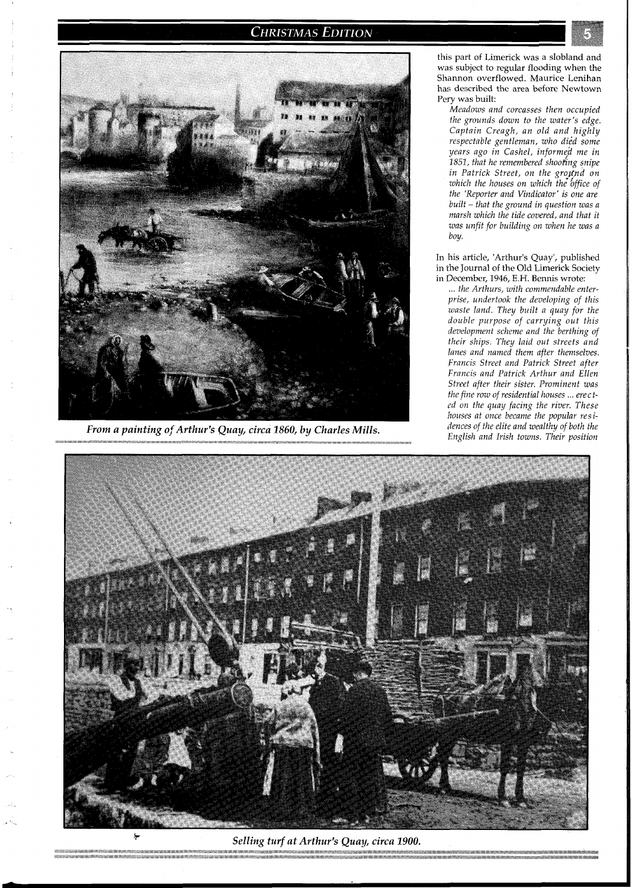*From a painting of Arthur's Quay, circa 1860, by Charles Mills.*

this part of Limerick was a slobland and was subject to regular flooding when the Shannon overflowed. Maurice Lenihan has described the area before Newtown Pery was built:

> *Meadows and corcasses then occupied the grounds down to the water's edge. Captain Creagh, an old and highly respectable gentleman, who died some years ago in Cashel, informed me in 1851, that he remembered shooting snipe in Patrick Street, on the ground on which the houses on which the office of the 'Reporter and Vindicator' is one are built – that the ground in question was a marsh which the tide covered, and that it was unfit for building on when he was a boy.*

In his article, 'Arthur's Quay', published in the Journal of the Old Limerick Society in December, 1946, E.H. Bennis wrote:

> *... the Arthurs, with commendable enterprise, undertook the developing of this waste land. They built a quay for the double purpose of carrying out this development scheme and the berthing of their ships. They laid out streets and lanes and named them after themselves. Francis Street and Patrick Street after Francis and Patrick Arthur and Ellen Street after their sister. Prominent was the fine row of residential houses ... erected on the quay facing the river. These houses at once became the popular residences of the elite and wealthy of both the English and Irish towns. Their position*

*Selling turf at Arthur's Quay, circa 1900.*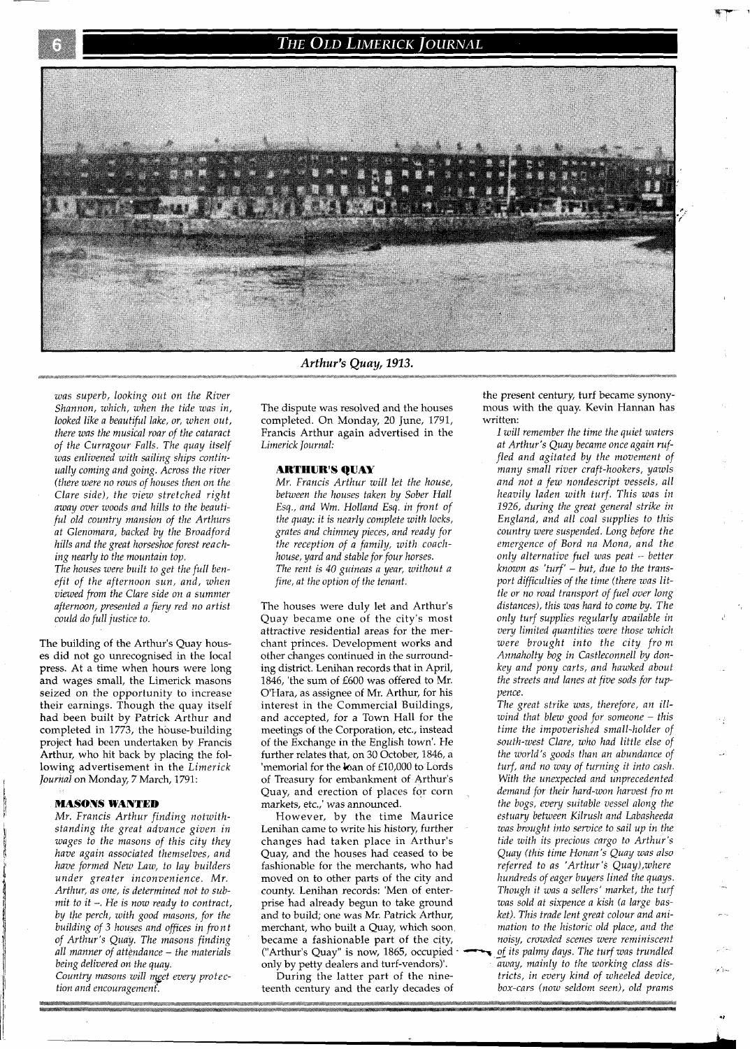*Arthur's Quay, 1913.*

*was superb, looking out on the River Shannon, which, when the tide was in, looked like a beautiful lake, or, when out, there was the musical roar of the cataract of the Curragour Falls. The quay itself was enlivened with sailing ships continually coming and going. Across the river (there were no rows of houses then on the Clare side), the view stretched right away over woods and hills to the beautiful old country mansion of the Arthurs at Glenomara, backed by the Broadford hills and the great horseshoe forest reaching nearly to the mountain top.*

*The houses were built to get the full benefit of the afternoon sun, and, when viewed from the Clare side on a summer afternoon, presented a fiery red no artist could do full justice to.*

The building of the Arthur's Quay houses did not go unrecognised in the local press. At a time when hours were long and wages small, the Limerick masons seized on the opportunity to increase their earnings. Though the quay itself had been built by Patrick Arthur and completed in 1773, the house-building project had been undertaken by Francis Arthur, who hit back by placing the following advertisement in the *Limerick Journal* on Monday, 7 March, 1791:

**MASONS WANTED**

*Mr. Francis Arthur finding notwithstanding the great advance given in wages to the masons of this city they have again associated themselves, and have formed New Law, to lay builders under greater inconvenience. Mr. Arthur, as one, is determined not to submit to it –. He is now ready to contract, by the perch, with good masons, for the building of 3 houses and offices in front of Arthur's Quay. The masons finding all manner of attendance – the materials being delivered on the quay.*

*Country masons will meet every protection and encouragement.*

The dispute was resolved and the houses completed. On Monday, 20 June, 1791, Francis Arthur again advertised in the *Limerick Journal*:

**ARTHUR'S QUAY**

*Mr. Francis Arthur will let the house, between the houses taken by Sober Hall Esq., and Wm. Holland Esq. in front of the quay: it is nearly complete with locks, grates and chimney pieces, and ready for the reception of a family, with coach-house, yard and stable for four horses.*

*The rent is 40 guineas a year, without a fine, at the option of the tenant.*

The houses were duly let and Arthur's Quay became one of the city's most attractive residential areas for the merchant princes. Development works and other changes continued in the surrounding district. Lenihan records that in April, 1846, 'the sum of £600 was offered to Mr. O'Hara, as assignee of Mr. Arthur, for his interest in the Commercial Buildings, and accepted, for a Town Hall for the meetings of the Corporation, etc., instead of the Exchange in the English town'. He further relates that, on 30 October, 1846, a 'memorial for the loan of £10,000 to Lords of Treasury for embankment of Arthur's Quay, and erection of places for corn markets, etc.,' was announced.

However, by the time Maurice Lenihan came to write his history, further changes had taken place in Arthur's Quay, and the houses had ceased to be fashionable for the merchants, who had moved on to other parts of the city and county. Lenihan records: 'Men of enterprise had already begun to take ground and to build; one was Mr. Patrick Arthur, merchant, who built a Quay, which soon became a fashionable part of the city, ("Arthur's Quay" is now, 1865, occupied only by petty dealers and turf-vendors)'.

During the latter part of the nineteenth century and the early decades of the present century, turf became synonymous with the quay. Kevin Hannan has written:

*I will remember the time the quiet waters at Arthur's Quay became once again ruffled and agitated by the movement of many small river craft-hookers, yawls and not a few nondescript vessels, all heavily laden with turf. This was in 1926, during the great general strike in England, and all coal supplies to this country were suspended. Long before the emergence of Bord na Mona, and the only alternative fuel was peat – better known as 'turf' – but, due to the transport difficulties of the time (there was little or no road transport of fuel over long distances), this was hard to come by. The only turf supplies regularly available in very limited quantities were those which were brought into the city from Annaholty bog in Castleconnell by donkey and pony carts, and hawked about the streets and lanes at five sods for tuppence.*

*The great strike was, therefore, an ill-wind that blew good for someone – this time the impoverished small-holder of south-west Clare, who had little else of the world's goods than an abundance of turf, and no way of turning it into cash. With the unexpected and unprecedented demand for their hard-won harvest from the bogs, every suitable vessel along the estuary between Kilrush and Labasheeda was brought into service to sail up in the tide with its precious cargo to Arthur's Quay (this time Honan's Quay was also referred to as 'Arthur's Quay),where hundreds of eager buyers lined the quays. Though it was a sellers' market, the turf was sold at sixpence a kish (a large basket). This trade lent great colour and animation to the historic old place, and the noisy, crowded scenes were reminiscent of its palmy days. The turf was trundled away, mainly to the working class districts, in every kind of wheeled device, box-cars (now seldom seen), old prams*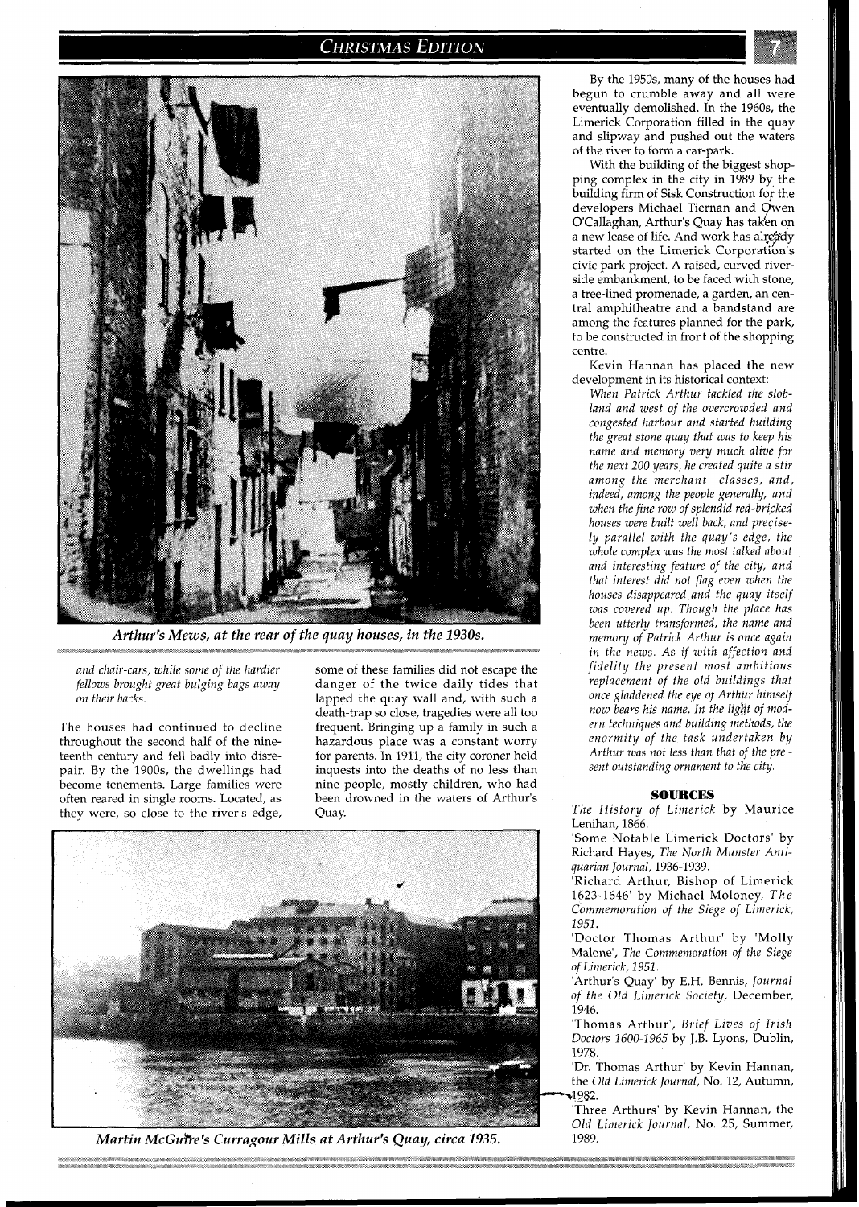*Arthur's Mews, at the rear of the quay houses, in the 1930s.*

*and chair-cars, while some of the hardier fellows brought great bulging bags away on their backs.*

The houses had continued to decline throughout the second half of the nineteenth century and fell badly into disrepair. By the 1900s, the dwellings had become tenements. Large families were often reared in single rooms. Located, as they were, so close to the river's edge, some of these families did not escape the danger of the twice daily tides that lapped the quay wall and, with such a death-trap so close, tragedies were all too frequent. Bringing up a family in such a hazardous place was a constant worry for parents. In 1911, the city coroner held inquests into the deaths of no less than nine people, mostly children, who had been drowned in the waters of Arthur's Quay.

*Martin McGuire's Curragour Mills at Arthur's Quay, circa 1935.*

By the 1950s, many of the houses had begun to crumble away and all were eventually demolished. In the 1960s, the Limerick Corporation filled in the quay and slipway and pushed out the waters of the river to form a car-park.

With the building of the biggest shopping complex in the city in 1989 by the building firm of Sisk Construction for the developers Michael Tiernan and Owen O'Callaghan, Arthur's Quay has taken on a new lease of life. And work has already started on the Limerick Corporation's civic park project. A raised, curved riverside embankment, to be faced with stone, a tree-lined promenade, a garden, an central amphitheatre and a bandstand are among the features planned for the park, to be constructed in front of the shopping centre.

Kevin Hannan has placed the new development in its historical context:

*When Patrick Arthur tackled the slobland and west of the overcrowded and congested harbour and started building the great stone quay that was to keep his name and memory very much alive for the next 200 years, he created quite a stir among the merchant classes, and, indeed, among the people generally, and when the fine row of splendid red-bricked houses were built well back, and precisely parallel with the quay's edge, the whole complex was the most talked about and interesting feature of the city, and that interest did not flag even when the houses disappeared and the quay itself was covered up. Though the place has been utterly transformed, the name and memory of Patrick Arthur is once again in the news. As if with affection and fidelity the present most ambitious replacement of the old buildings that once gladdened the eye of Arthur himself now bears his name. In the light of modern techniques and building methods, the enormity of the task undertaken by Arthur was not less than that of the present outstanding ornament to the city.*

## SOURCES

*The History of Limerick* by Maurice Lenihan, 1866.

'Some Notable Limerick Doctors' by Richard Hayes, *The North Munster Antiquarian Journal*, 1936-1939.

'Richard Arthur, Bishop of Limerick 1623-1646' by Michael Moloney, *The Commemoration of the Siege of Limerick, 1951.*

'Doctor Thomas Arthur' by 'Molly Malone', *The Commemoration of the Siege of Limerick*, 1951.

'Arthur's Quay' by E.H. Bennis, *Journal of the Old Limerick Society*, December, 1946.

'Thomas Arthur', *Brief Lives of Irish Doctors 1600-1965* by J.B. Lyons, Dublin, 1978.

'Dr. Thomas Arthur' by Kevin Hannan, the *Old Limerick Journal*, No. 12, Autumn, 1982.

'Three Arthurs' by Kevin Hannan, the *Old Limerick Journal*, No. 25, Summer, 1989.